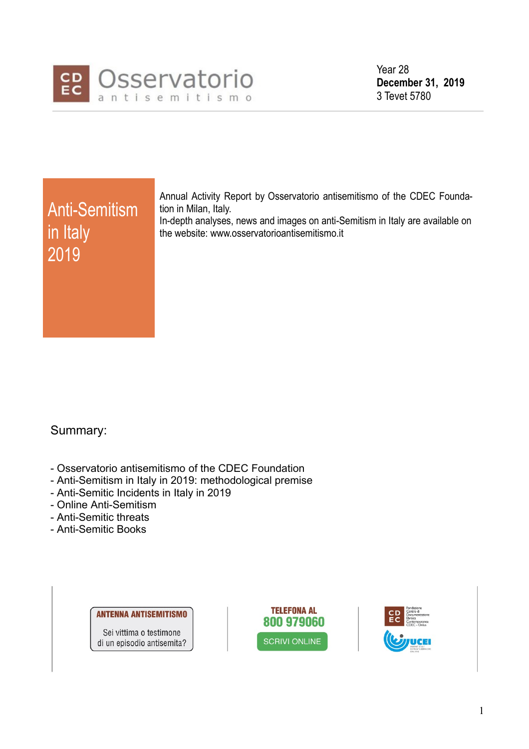CDEC Osservatorio antisemitismo

Year 28
**December 31, 2019**
3 Tevet 5780

# Anti-Semitism in Italy 2019

Annual Activity Report by Osservatorio antisemitismo of the CDEC Foundation in Milan, Italy.
In-depth analyses, news and images on anti-Semitism in Italy are available on the website: www.osservatorioantisemitismo.it

Summary:

- Osservatorio antisemitismo of the CDEC Foundation
- Anti-Semitism in Italy in 2019: methodological premise
- Anti-Semitic Incidents in Italy in 2019
- Online Anti-Semitism
- Anti-Semitic threats
- Anti-Semitic Books

ANTENNA ANTISEMITISMO
Sei vittima o testimone di un episodio antisemita?

TELEFONA AL
800 979060
SCRIVI ONLINE

Fondazione Centro di Documentazione Ebraica Contemporanea CDEC - Onlus
UCEI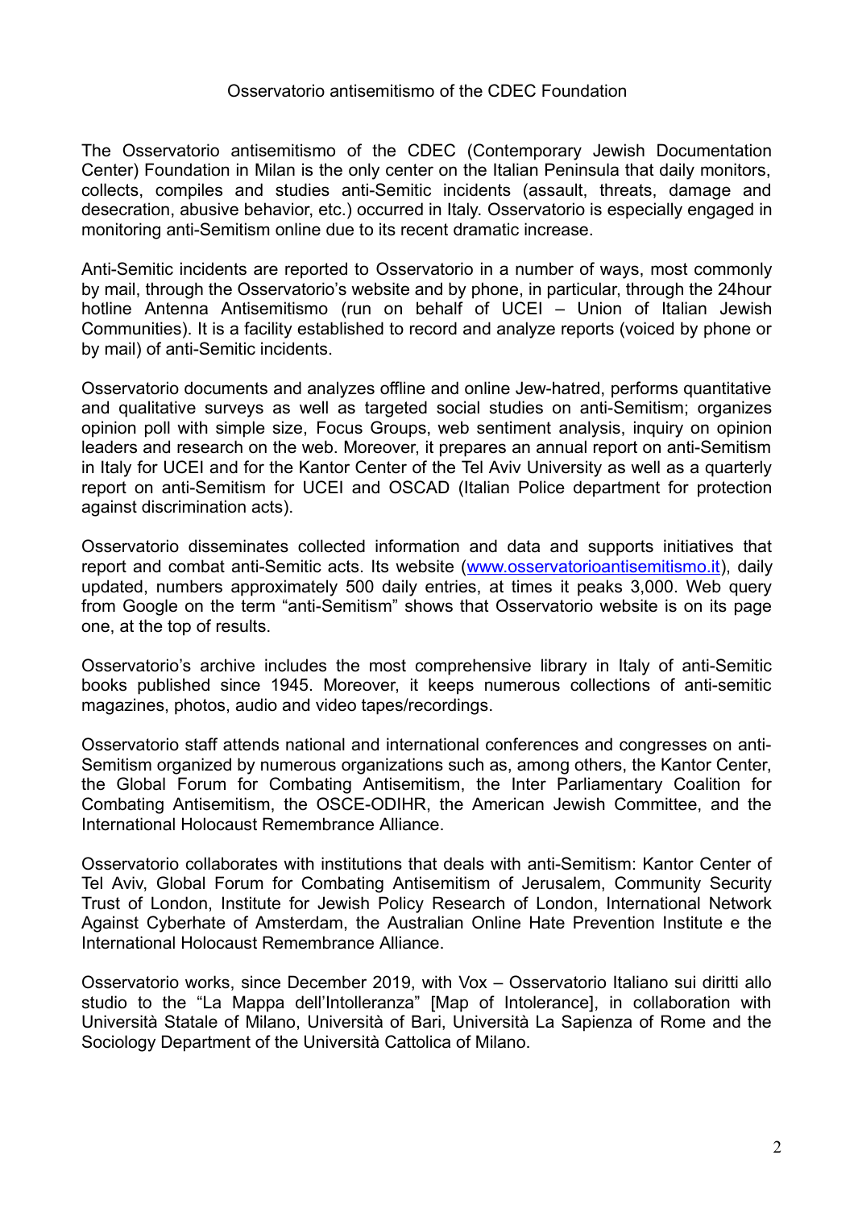# Osservatorio antisemitismo of the CDEC Foundation

The Osservatorio antisemitismo of the CDEC (Contemporary Jewish Documentation Center) Foundation in Milan is the only center on the Italian Peninsula that daily monitors, collects, compiles and studies anti-Semitic incidents (assault, threats, damage and desecration, abusive behavior, etc.) occurred in Italy. Osservatorio is especially engaged in monitoring anti-Semitism online due to its recent dramatic increase.

Anti-Semitic incidents are reported to Osservatorio in a number of ways, most commonly by mail, through the Osservatorio's website and by phone, in particular, through the 24hour hotline Antenna Antisemitismo (run on behalf of UCEI – Union of Italian Jewish Communities). It is a facility established to record and analyze reports (voiced by phone or by mail) of anti-Semitic incidents.

Osservatorio documents and analyzes offline and online Jew-hatred, performs quantitative and qualitative surveys as well as targeted social studies on anti-Semitism; organizes opinion poll with simple size, Focus Groups, web sentiment analysis, inquiry on opinion leaders and research on the web. Moreover, it prepares an annual report on anti-Semitism in Italy for UCEI and for the Kantor Center of the Tel Aviv University as well as a quarterly report on anti-Semitism for UCEI and OSCAD (Italian Police department for protection against discrimination acts).

Osservatorio disseminates collected information and data and supports initiatives that report and combat anti-Semitic acts. Its website ([www.osservatorioantisemitismo.it](http://www.osservatorioantisemitismo.it)), daily updated, numbers approximately 500 daily entries, at times it peaks 3,000. Web query from Google on the term "anti-Semitism" shows that Osservatorio website is on its page one, at the top of results.

Osservatorio's archive includes the most comprehensive library in Italy of anti-Semitic books published since 1945. Moreover, it keeps numerous collections of anti-semitic magazines, photos, audio and video tapes/recordings.

Osservatorio staff attends national and international conferences and congresses on anti-Semitism organized by numerous organizations such as, among others, the Kantor Center, the Global Forum for Combating Antisemitism, the Inter Parliamentary Coalition for Combating Antisemitism, the OSCE-ODIHR, the American Jewish Committee, and the International Holocaust Remembrance Alliance.

Osservatorio collaborates with institutions that deals with anti-Semitism: Kantor Center of Tel Aviv, Global Forum for Combating Antisemitism of Jerusalem, Community Security Trust of London, Institute for Jewish Policy Research of London, International Network Against Cyberhate of Amsterdam, the Australian Online Hate Prevention Institute e the International Holocaust Remembrance Alliance.

Osservatorio works, since December 2019, with Vox – Osservatorio Italiano sui diritti allo studio to the "La Mappa dell'Intolleranza" [Map of Intolerance], in collaboration with Università Statale of Milano, Università of Bari, Università La Sapienza of Rome and the Sociology Department of the Università Cattolica of Milano.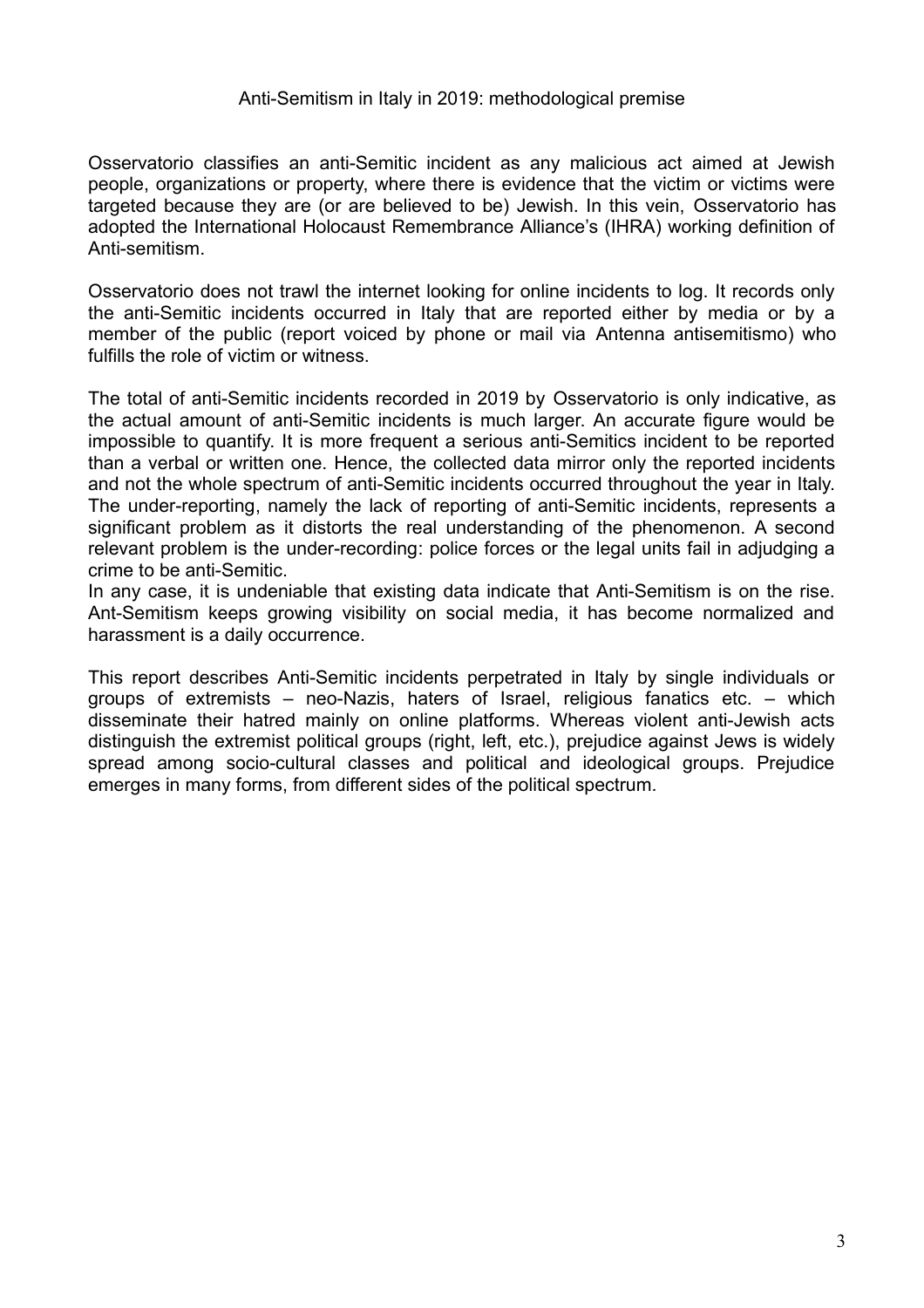# Anti-Semitism in Italy in 2019: methodological premise

Osservatorio classifies an anti-Semitic incident as any malicious act aimed at Jewish people, organizations or property, where there is evidence that the victim or victims were targeted because they are (or are believed to be) Jewish. In this vein, Osservatorio has adopted the International Holocaust Remembrance Alliance's (IHRA) working definition of Anti-semitism.

Osservatorio does not trawl the internet looking for online incidents to log. It records only the anti-Semitic incidents occurred in Italy that are reported either by media or by a member of the public (report voiced by phone or mail via Antenna antisemitismo) who fulfills the role of victim or witness.

The total of anti-Semitic incidents recorded in 2019 by Osservatorio is only indicative, as the actual amount of anti-Semitic incidents is much larger. An accurate figure would be impossible to quantify. It is more frequent a serious anti-Semitics incident to be reported than a verbal or written one. Hence, the collected data mirror only the reported incidents and not the whole spectrum of anti-Semitic incidents occurred throughout the year in Italy. The under-reporting, namely the lack of reporting of anti-Semitic incidents, represents a significant problem as it distorts the real understanding of the phenomenon. A second relevant problem is the under-recording: police forces or the legal units fail in adjudging a crime to be anti-Semitic.
In any case, it is undeniable that existing data indicate that Anti-Semitism is on the rise. Ant-Semitism keeps growing visibility on social media, it has become normalized and harassment is a daily occurrence.

This report describes Anti-Semitic incidents perpetrated in Italy by single individuals or groups of extremists – neo-Nazis, haters of Israel, religious fanatics etc. – which disseminate their hatred mainly on online platforms. Whereas violent anti-Jewish acts distinguish the extremist political groups (right, left, etc.), prejudice against Jews is widely spread among socio-cultural classes and political and ideological groups. Prejudice emerges in many forms, from different sides of the political spectrum.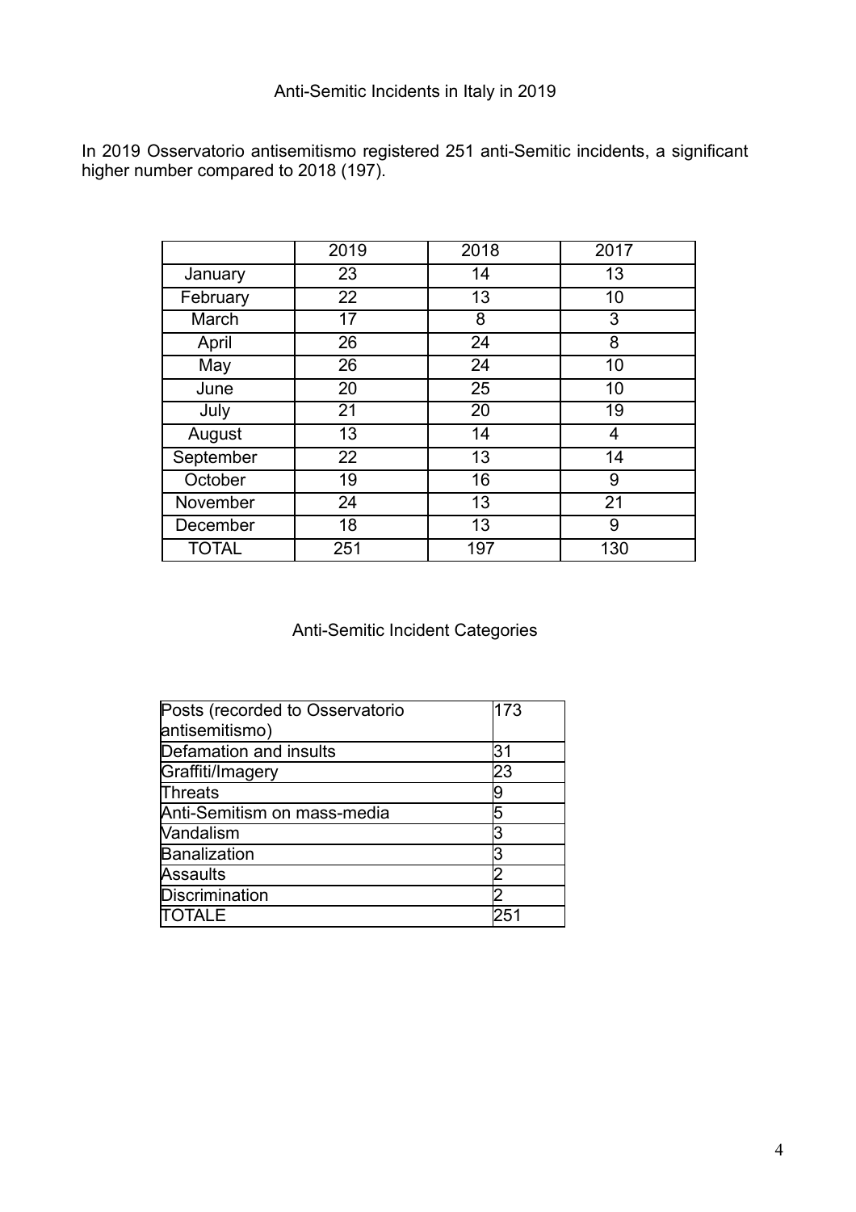## Anti-Semitic Incidents in Italy in 2019

In 2019 Osservatorio antisemitismo registered 251 anti-Semitic incidents, a significant higher number compared to 2018 (197).

| | 2019 | 2018 | 2017 |
|---|---|---|---|
| January | 23 | 14 | 13 |
| February | 22 | 13 | 10 |
| March | 17 | 8 | 3 |
| April | 26 | 24 | 8 |
| May | 26 | 24 | 10 |
| June | 20 | 25 | 10 |
| July | 21 | 20 | 19 |
| August | 13 | 14 | 4 |
| September | 22 | 13 | 14 |
| October | 19 | 16 | 9 |
| November | 24 | 13 | 21 |
| December | 18 | 13 | 9 |
| TOTAL | 251 | 197 | 130 |

## Anti-Semitic Incident Categories

| Category | Number |
|---|---|
| Posts (recorded to Osservatorio antisemitismo) | 173 |
| Defamation and insults | 31 |
| Graffiti/Imagery | 23 |
| Threats | 9 |
| Anti-Semitism on mass-media | 5 |
| Vandalism | 3 |
| Banalization | 3 |
| Assaults | 2 |
| Discrimination | 2 |
| TOTALE | 251 |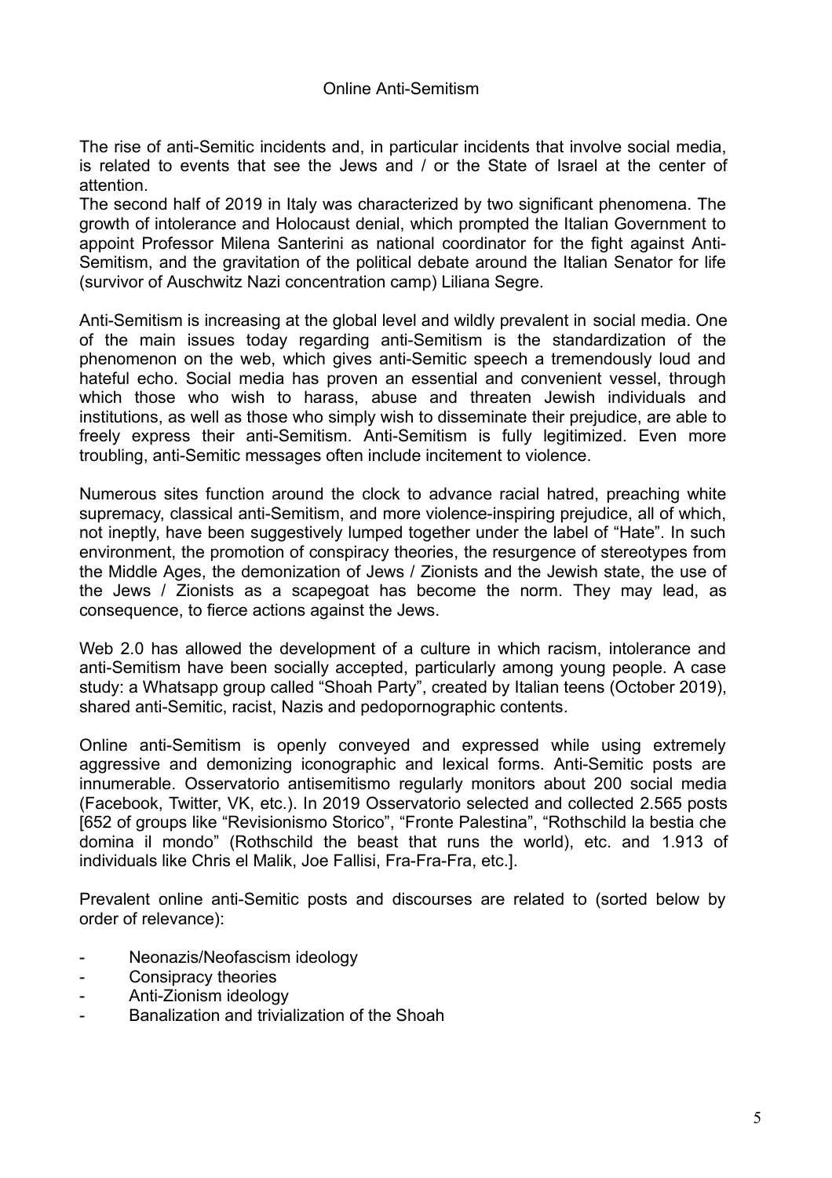# Online Anti-Semitism

The rise of anti-Semitic incidents and, in particular incidents that involve social media, is related to events that see the Jews and / or the State of Israel at the center of attention.

The second half of 2019 in Italy was characterized by two significant phenomena. The growth of intolerance and Holocaust denial, which prompted the Italian Government to appoint Professor Milena Santerini as national coordinator for the fight against Anti-Semitism, and the gravitation of the political debate around the Italian Senator for life (survivor of Auschwitz Nazi concentration camp) Liliana Segre.

Anti-Semitism is increasing at the global level and wildly prevalent in social media. One of the main issues today regarding anti-Semitism is the standardization of the phenomenon on the web, which gives anti-Semitic speech a tremendously loud and hateful echo. Social media has proven an essential and convenient vessel, through which those who wish to harass, abuse and threaten Jewish individuals and institutions, as well as those who simply wish to disseminate their prejudice, are able to freely express their anti-Semitism. Anti-Semitism is fully legitimized. Even more troubling, anti-Semitic messages often include incitement to violence.

Numerous sites function around the clock to advance racial hatred, preaching white supremacy, classical anti-Semitism, and more violence-inspiring prejudice, all of which, not ineptly, have been suggestively lumped together under the label of "Hate". In such environment, the promotion of conspiracy theories, the resurgence of stereotypes from the Middle Ages, the demonization of Jews / Zionists and the Jewish state, the use of the Jews / Zionists as a scapegoat has become the norm. They may lead, as consequence, to fierce actions against the Jews.

Web 2.0 has allowed the development of a culture in which racism, intolerance and anti-Semitism have been socially accepted, particularly among young people. A case study: a Whatsapp group called "Shoah Party", created by Italian teens (October 2019), shared anti-Semitic, racist, Nazis and pedopornographic contents.

Online anti-Semitism is openly conveyed and expressed while using extremely aggressive and demonizing iconographic and lexical forms. Anti-Semitic posts are innumerable. Osservatorio antisemitismo regularly monitors about 200 social media (Facebook, Twitter, VK, etc.). In 2019 Osservatorio selected and collected 2.565 posts [652 of groups like "Revisionismo Storico", "Fronte Palestina", "Rothschild la bestia che domina il mondo" (Rothschild the beast that runs the world), etc. and 1.913 of individuals like Chris el Malik, Joe Fallisi, Fra-Fra-Fra, etc.].

Prevalent online anti-Semitic posts and discourses are related to (sorted below by order of relevance):

- Neonazis/Neofascism ideology
- Consipracy theories
- Anti-Zionism ideology
- Banalization and trivialization of the Shoah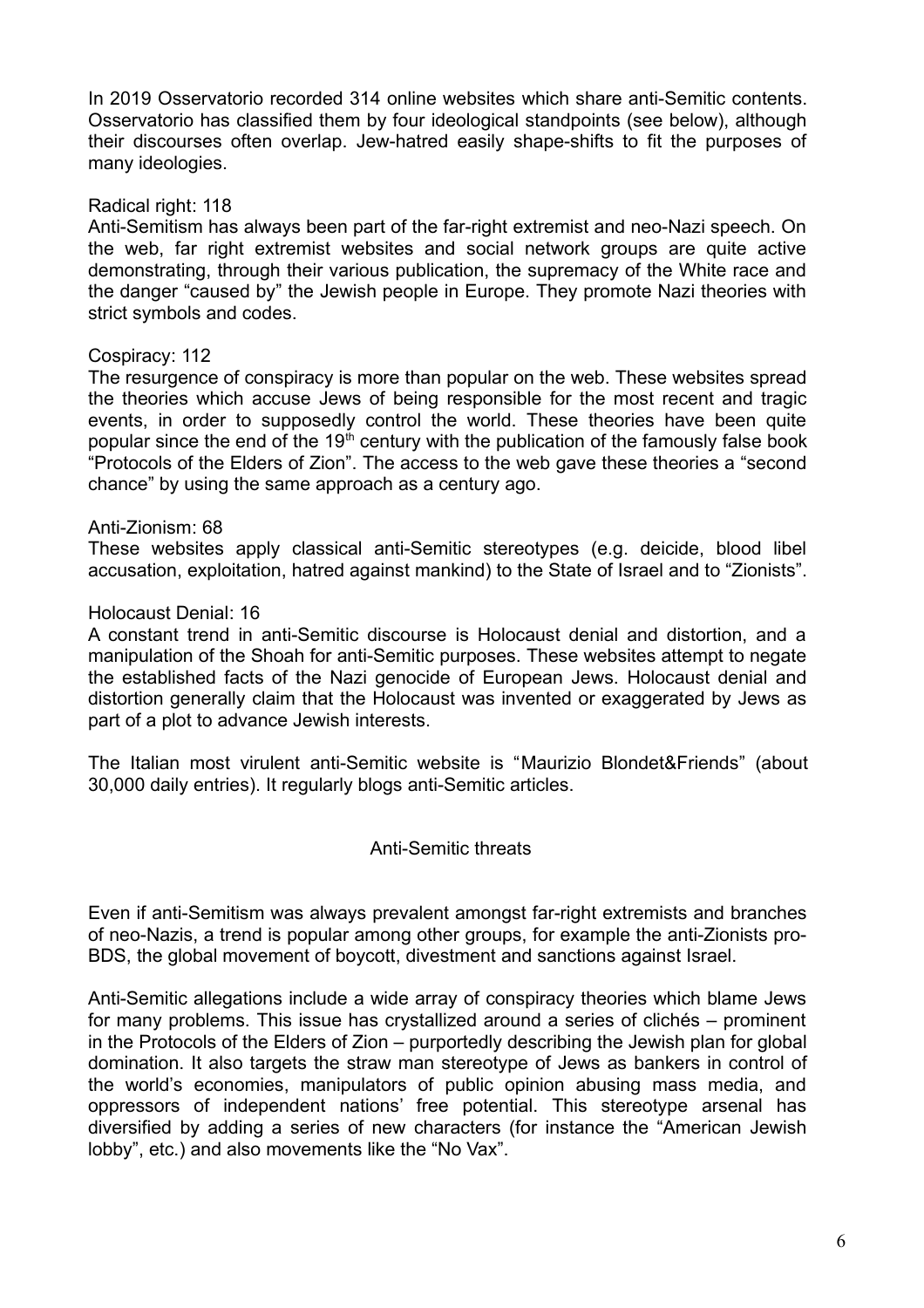In 2019 Osservatorio recorded 314 online websites which share anti-Semitic contents. Osservatorio has classified them by four ideological standpoints (see below), although their discourses often overlap. Jew-hatred easily shape-shifts to fit the purposes of many ideologies.

Radical right: 118

Anti-Semitism has always been part of the far-right extremist and neo-Nazi speech. On the web, far right extremist websites and social network groups are quite active demonstrating, through their various publication, the supremacy of the White race and the danger "caused by" the Jewish people in Europe. They promote Nazi theories with strict symbols and codes.

Cospiracy: 112

The resurgence of conspiracy is more than popular on the web. These websites spread the theories which accuse Jews of being responsible for the most recent and tragic events, in order to supposedly control the world. These theories have been quite popular since the end of the 19th century with the publication of the famously false book "Protocols of the Elders of Zion". The access to the web gave these theories a "second chance" by using the same approach as a century ago.

Anti-Zionism: 68

These websites apply classical anti-Semitic stereotypes (e.g. deicide, blood libel accusation, exploitation, hatred against mankind) to the State of Israel and to "Zionists".

Holocaust Denial: 16

A constant trend in anti-Semitic discourse is Holocaust denial and distortion, and a manipulation of the Shoah for anti-Semitic purposes. These websites attempt to negate the established facts of the Nazi genocide of European Jews. Holocaust denial and distortion generally claim that the Holocaust was invented or exaggerated by Jews as part of a plot to advance Jewish interests.

The Italian most virulent anti-Semitic website is "Maurizio Blondet&Friends" (about 30,000 daily entries). It regularly blogs anti-Semitic articles.

## Anti-Semitic threats

Even if anti-Semitism was always prevalent amongst far-right extremists and branches of neo-Nazis, a trend is popular among other groups, for example the anti-Zionists pro-BDS, the global movement of boycott, divestment and sanctions against Israel.

Anti-Semitic allegations include a wide array of conspiracy theories which blame Jews for many problems. This issue has crystallized around a series of clichés – prominent in the Protocols of the Elders of Zion – purportedly describing the Jewish plan for global domination. It also targets the straw man stereotype of Jews as bankers in control of the world's economies, manipulators of public opinion abusing mass media, and oppressors of independent nations' free potential. This stereotype arsenal has diversified by adding a series of new characters (for instance the "American Jewish lobby", etc.) and also movements like the "No Vax".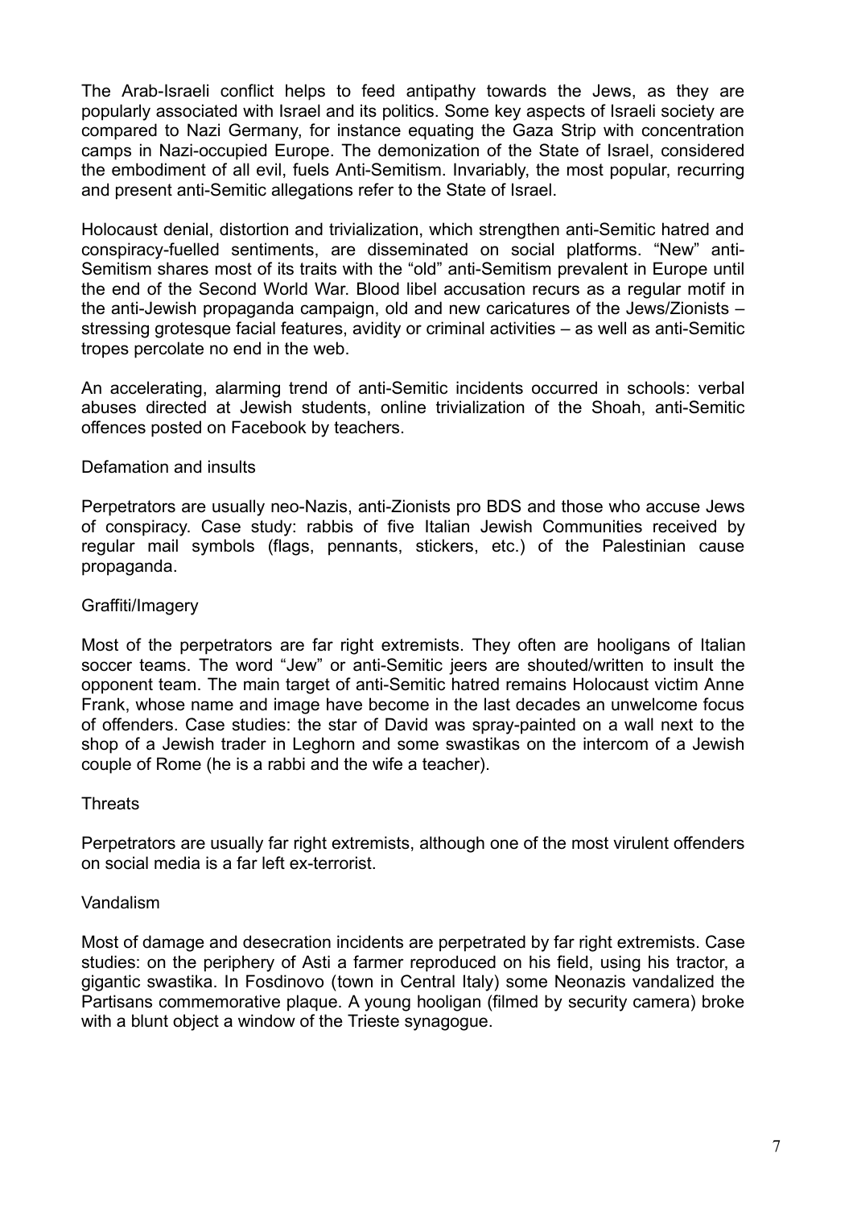The Arab-Israeli conflict helps to feed antipathy towards the Jews, as they are popularly associated with Israel and its politics. Some key aspects of Israeli society are compared to Nazi Germany, for instance equating the Gaza Strip with concentration camps in Nazi-occupied Europe. The demonization of the State of Israel, considered the embodiment of all evil, fuels Anti-Semitism. Invariably, the most popular, recurring and present anti-Semitic allegations refer to the State of Israel.

Holocaust denial, distortion and trivialization, which strengthen anti-Semitic hatred and conspiracy-fuelled sentiments, are disseminated on social platforms. "New" anti-Semitism shares most of its traits with the "old" anti-Semitism prevalent in Europe until the end of the Second World War. Blood libel accusation recurs as a regular motif in the anti-Jewish propaganda campaign, old and new caricatures of the Jews/Zionists – stressing grotesque facial features, avidity or criminal activities – as well as anti-Semitic tropes percolate no end in the web.

An accelerating, alarming trend of anti-Semitic incidents occurred in schools: verbal abuses directed at Jewish students, online trivialization of the Shoah, anti-Semitic offences posted on Facebook by teachers.

Defamation and insults

Perpetrators are usually neo-Nazis, anti-Zionists pro BDS and those who accuse Jews of conspiracy. Case study: rabbis of five Italian Jewish Communities received by regular mail symbols (flags, pennants, stickers, etc.) of the Palestinian cause propaganda.

Graffiti/Imagery

Most of the perpetrators are far right extremists. They often are hooligans of Italian soccer teams. The word "Jew" or anti-Semitic jeers are shouted/written to insult the opponent team. The main target of anti-Semitic hatred remains Holocaust victim Anne Frank, whose name and image have become in the last decades an unwelcome focus of offenders. Case studies: the star of David was spray-painted on a wall next to the shop of a Jewish trader in Leghorn and some swastikas on the intercom of a Jewish couple of Rome (he is a rabbi and the wife a teacher).

Threats

Perpetrators are usually far right extremists, although one of the most virulent offenders on social media is a far left ex-terrorist.

Vandalism

Most of damage and desecration incidents are perpetrated by far right extremists. Case studies: on the periphery of Asti a farmer reproduced on his field, using his tractor, a gigantic swastika. In Fosdinovo (town in Central Italy) some Neonazis vandalized the Partisans commemorative plaque. A young hooligan (filmed by security camera) broke with a blunt object a window of the Trieste synagogue.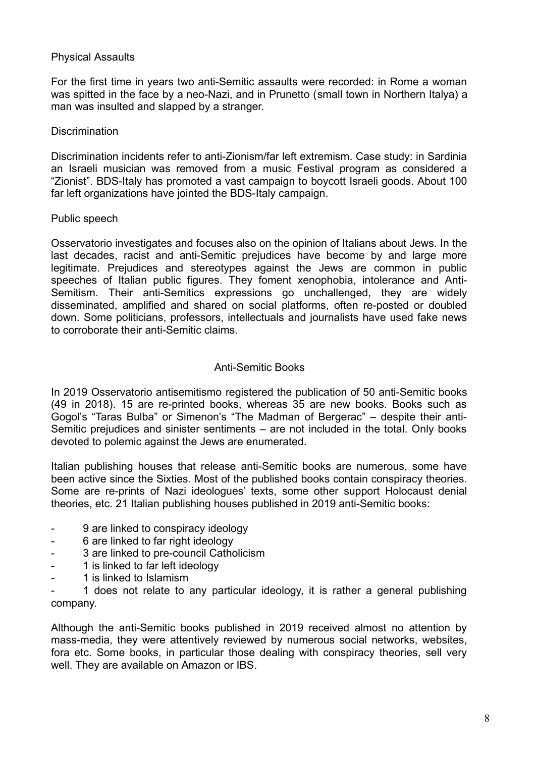## Physical Assaults

For the first time in years two anti-Semitic assaults were recorded: in Rome a woman was spitted in the face by a neo-Nazi, and in Prunetto (small town in Northern Italya) a man was insulted and slapped by a stranger.

## Discrimination

Discrimination incidents refer to anti-Zionism/far left extremism. Case study: in Sardinia an Israeli musician was removed from a music Festival program as considered a "Zionist". BDS-Italy has promoted a vast campaign to boycott Israeli goods. About 100 far left organizations have jointed the BDS-Italy campaign.

## Public speech

Osservatorio investigates and focuses also on the opinion of Italians about Jews. In the last decades, racist and anti-Semitic prejudices have become by and large more legitimate. Prejudices and stereotypes against the Jews are common in public speeches of Italian public figures. They foment xenophobia, intolerance and Anti-Semitism. Their anti-Semitics expressions go unchallenged, they are widely disseminated, amplified and shared on social platforms, often re-posted or doubled down. Some politicians, professors, intellectuals and journalists have used fake news to corroborate their anti-Semitic claims.

## Anti-Semitic Books

In 2019 Osservatorio antisemitismo registered the publication of 50 anti-Semitic books (49 in 2018). 15 are re-printed books, whereas 35 are new books. Books such as Gogol's "Taras Bulba" or Simenon's "The Madman of Bergerac" – despite their anti-Semitic prejudices and sinister sentiments – are not included in the total. Only books devoted to polemic against the Jews are enumerated.

Italian publishing houses that release anti-Semitic books are numerous, some have been active since the Sixties. Most of the published books contain conspiracy theories. Some are re-prints of Nazi ideologues' texts, some other support Holocaust denial theories, etc. 21 Italian publishing houses published in 2019 anti-Semitic books:

- 9 are linked to conspiracy ideology
- 6 are linked to far right ideology
- 3 are linked to pre-council Catholicism
- 1 is linked to far left ideology
- 1 is linked to Islamism
- 1 does not relate to any particular ideology, it is rather a general publishing company.

Although the anti-Semitic books published in 2019 received almost no attention by mass-media, they were attentively reviewed by numerous social networks, websites, fora etc. Some books, in particular those dealing with conspiracy theories, sell very well. They are available on Amazon or IBS.